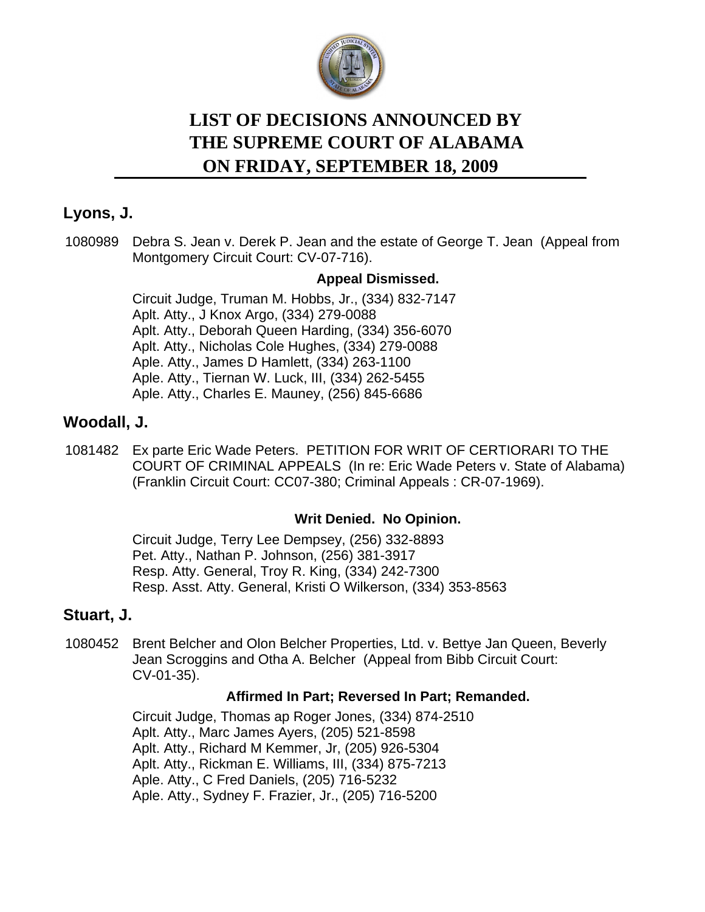# LIST OF DECISIONS ANNOUNCED BY THE SUPREME COURT OF ALABAMA ON FRIDAY, SEPTEMBER 18, 2009

## Lyons, J.

1080989 Debra S. Jean v. Derek P. Jean and the estate of George T. Jean (Appeal from Montgomery Circuit Court: CV-07-716).

**Appeal Dismissed.**

Circuit Judge, Truman M. Hobbs, Jr., (334) 832-7147
Aplt. Atty., J Knox Argo, (334) 279-0088
Aplt. Atty., Deborah Queen Harding, (334) 356-6070
Aplt. Atty., Nicholas Cole Hughes, (334) 279-0088
Aple. Atty., James D Hamlett, (334) 263-1100
Aple. Atty., Tiernan W. Luck, III, (334) 262-5455
Aple. Atty., Charles E. Mauney, (256) 845-6686

## Woodall, J.

1081482 Ex parte Eric Wade Peters. PETITION FOR WRIT OF CERTIORARI TO THE COURT OF CRIMINAL APPEALS (In re: Eric Wade Peters v. State of Alabama) (Franklin Circuit Court: CC07-380; Criminal Appeals : CR-07-1969).

**Writ Denied. No Opinion.**

Circuit Judge, Terry Lee Dempsey, (256) 332-8893
Pet. Atty., Nathan P. Johnson, (256) 381-3917
Resp. Atty. General, Troy R. King, (334) 242-7300
Resp. Asst. Atty. General, Kristi O Wilkerson, (334) 353-8563

## Stuart, J.

1080452 Brent Belcher and Olon Belcher Properties, Ltd. v. Bettye Jan Queen, Beverly Jean Scroggins and Otha A. Belcher (Appeal from Bibb Circuit Court: CV-01-35).

**Affirmed In Part; Reversed In Part; Remanded.**

Circuit Judge, Thomas ap Roger Jones, (334) 874-2510
Aplt. Atty., Marc James Ayers, (205) 521-8598
Aplt. Atty., Richard M Kemmer, Jr, (205) 926-5304
Aplt. Atty., Rickman E. Williams, III, (334) 875-7213
Aple. Atty., C Fred Daniels, (205) 716-5232
Aple. Atty., Sydney F. Frazier, Jr., (205) 716-5200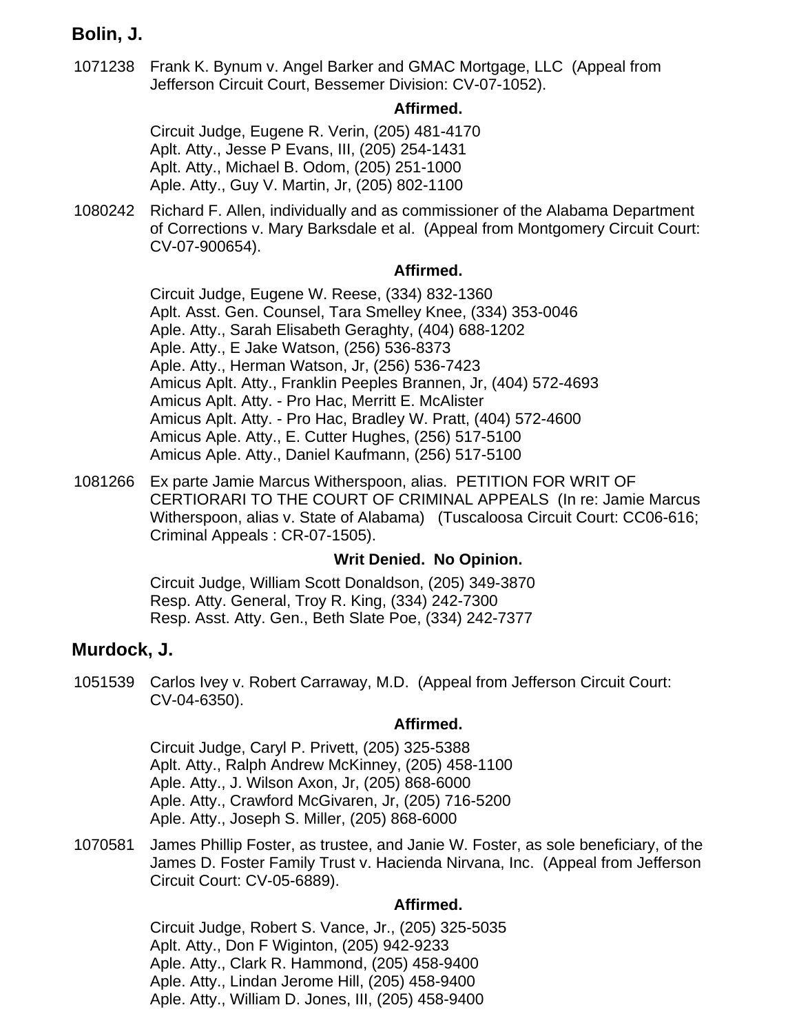## Bolin, J.

1071238 Frank K. Bynum v. Angel Barker and GMAC Mortgage, LLC (Appeal from Jefferson Circuit Court, Bessemer Division: CV-07-1052).

**Affirmed.**

Circuit Judge, Eugene R. Verin, (205) 481-4170
Aplt. Atty., Jesse P Evans, III, (205) 254-1431
Aplt. Atty., Michael B. Odom, (205) 251-1000
Aple. Atty., Guy V. Martin, Jr, (205) 802-1100

1080242 Richard F. Allen, individually and as commissioner of the Alabama Department of Corrections v. Mary Barksdale et al. (Appeal from Montgomery Circuit Court: CV-07-900654).

**Affirmed.**

Circuit Judge, Eugene W. Reese, (334) 832-1360
Aplt. Asst. Gen. Counsel, Tara Smelley Knee, (334) 353-0046
Aple. Atty., Sarah Elisabeth Geraghty, (404) 688-1202
Aple. Atty., E Jake Watson, (256) 536-8373
Aple. Atty., Herman Watson, Jr, (256) 536-7423
Amicus Aplt. Atty., Franklin Peeples Brannen, Jr, (404) 572-4693
Amicus Aplt. Atty. - Pro Hac, Merritt E. McAlister
Amicus Aplt. Atty. - Pro Hac, Bradley W. Pratt, (404) 572-4600
Amicus Aple. Atty., E. Cutter Hughes, (256) 517-5100
Amicus Aple. Atty., Daniel Kaufmann, (256) 517-5100

1081266 Ex parte Jamie Marcus Witherspoon, alias. PETITION FOR WRIT OF CERTIORARI TO THE COURT OF CRIMINAL APPEALS (In re: Jamie Marcus Witherspoon, alias v. State of Alabama) (Tuscaloosa Circuit Court: CC06-616; Criminal Appeals : CR-07-1505).

**Writ Denied. No Opinion.**

Circuit Judge, William Scott Donaldson, (205) 349-3870
Resp. Atty. General, Troy R. King, (334) 242-7300
Resp. Asst. Atty. Gen., Beth Slate Poe, (334) 242-7377

## Murdock, J.

1051539 Carlos Ivey v. Robert Carraway, M.D. (Appeal from Jefferson Circuit Court: CV-04-6350).

**Affirmed.**

Circuit Judge, Caryl P. Privett, (205) 325-5388
Aplt. Atty., Ralph Andrew McKinney, (205) 458-1100
Aple. Atty., J. Wilson Axon, Jr, (205) 868-6000
Aple. Atty., Crawford McGivaren, Jr, (205) 716-5200
Aple. Atty., Joseph S. Miller, (205) 868-6000

1070581 James Phillip Foster, as trustee, and Janie W. Foster, as sole beneficiary, of the James D. Foster Family Trust v. Hacienda Nirvana, Inc. (Appeal from Jefferson Circuit Court: CV-05-6889).

**Affirmed.**

Circuit Judge, Robert S. Vance, Jr., (205) 325-5035
Aplt. Atty., Don F Wiginton, (205) 942-9233
Aple. Atty., Clark R. Hammond, (205) 458-9400
Aple. Atty., Lindan Jerome Hill, (205) 458-9400
Aple. Atty., William D. Jones, III, (205) 458-9400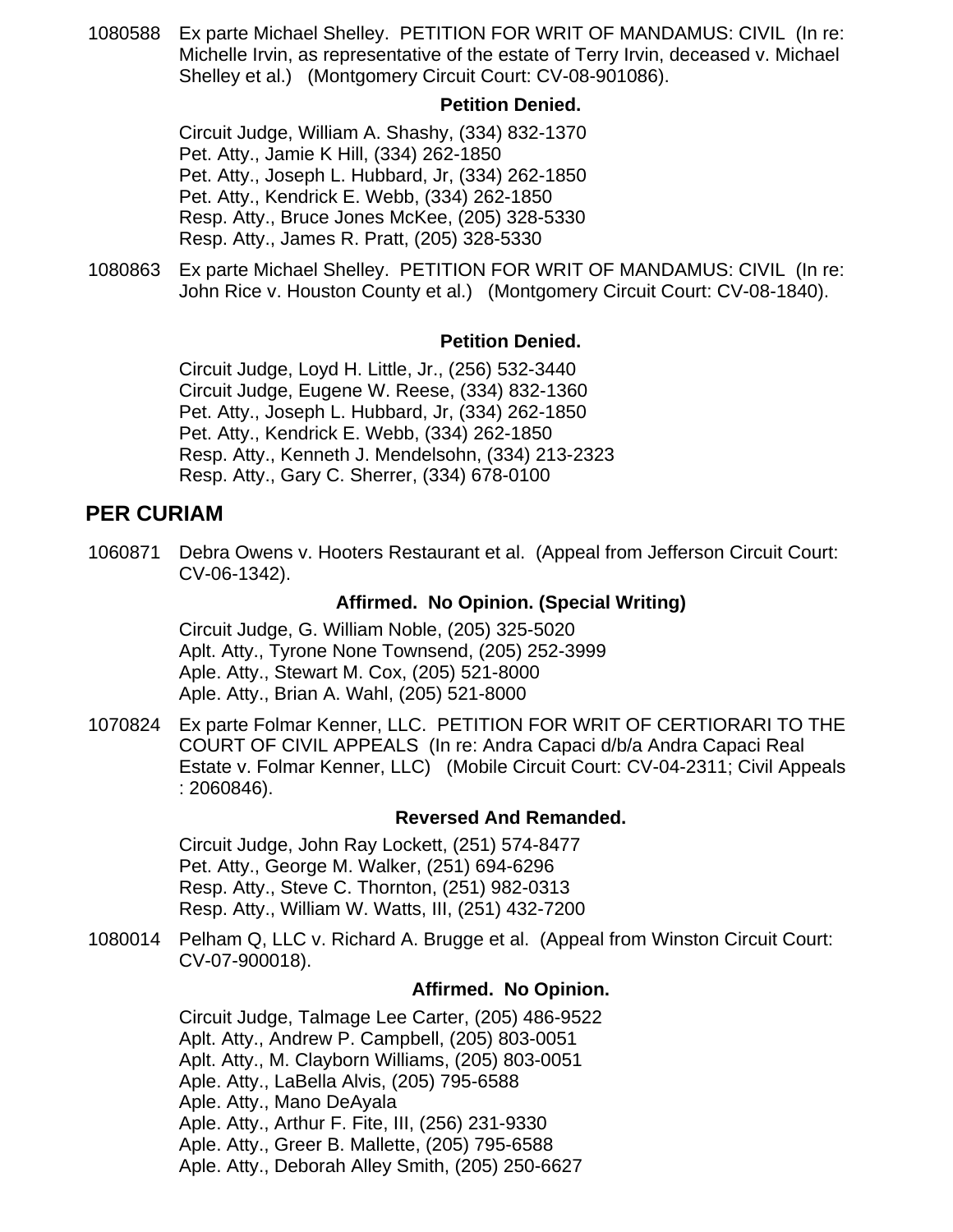1080588 Ex parte Michael Shelley. PETITION FOR WRIT OF MANDAMUS: CIVIL (In re: Michelle Irvin, as representative of the estate of Terry Irvin, deceased v. Michael Shelley et al.) (Montgomery Circuit Court: CV-08-901086).

**Petition Denied.**

Circuit Judge, William A. Shashy, (334) 832-1370
Pet. Atty., Jamie K Hill, (334) 262-1850
Pet. Atty., Joseph L. Hubbard, Jr, (334) 262-1850
Pet. Atty., Kendrick E. Webb, (334) 262-1850
Resp. Atty., Bruce Jones McKee, (205) 328-5330
Resp. Atty., James R. Pratt, (205) 328-5330

1080863 Ex parte Michael Shelley. PETITION FOR WRIT OF MANDAMUS: CIVIL (In re: John Rice v. Houston County et al.) (Montgomery Circuit Court: CV-08-1840).

**Petition Denied.**

Circuit Judge, Loyd H. Little, Jr., (256) 532-3440
Circuit Judge, Eugene W. Reese, (334) 832-1360
Pet. Atty., Joseph L. Hubbard, Jr, (334) 262-1850
Pet. Atty., Kendrick E. Webb, (334) 262-1850
Resp. Atty., Kenneth J. Mendelsohn, (334) 213-2323
Resp. Atty., Gary C. Sherrer, (334) 678-0100

## PER CURIAM

1060871 Debra Owens v. Hooters Restaurant et al. (Appeal from Jefferson Circuit Court: CV-06-1342).

**Affirmed. No Opinion. (Special Writing)**

Circuit Judge, G. William Noble, (205) 325-5020
Aplt. Atty., Tyrone None Townsend, (205) 252-3999
Aple. Atty., Stewart M. Cox, (205) 521-8000
Aple. Atty., Brian A. Wahl, (205) 521-8000

1070824 Ex parte Folmar Kenner, LLC. PETITION FOR WRIT OF CERTIORARI TO THE COURT OF CIVIL APPEALS (In re: Andra Capaci d/b/a Andra Capaci Real Estate v. Folmar Kenner, LLC) (Mobile Circuit Court: CV-04-2311; Civil Appeals : 2060846).

**Reversed And Remanded.**

Circuit Judge, John Ray Lockett, (251) 574-8477
Pet. Atty., George M. Walker, (251) 694-6296
Resp. Atty., Steve C. Thornton, (251) 982-0313
Resp. Atty., William W. Watts, III, (251) 432-7200

1080014 Pelham Q, LLC v. Richard A. Brugge et al. (Appeal from Winston Circuit Court: CV-07-900018).

**Affirmed. No Opinion.**

Circuit Judge, Talmage Lee Carter, (205) 486-9522
Aplt. Atty., Andrew P. Campbell, (205) 803-0051
Aplt. Atty., M. Clayborn Williams, (205) 803-0051
Aple. Atty., LaBella Alvis, (205) 795-6588
Aple. Atty., Mano DeAyala
Aple. Atty., Arthur F. Fite, III, (256) 231-9330
Aple. Atty., Greer B. Mallette, (205) 795-6588
Aple. Atty., Deborah Alley Smith, (205) 250-6627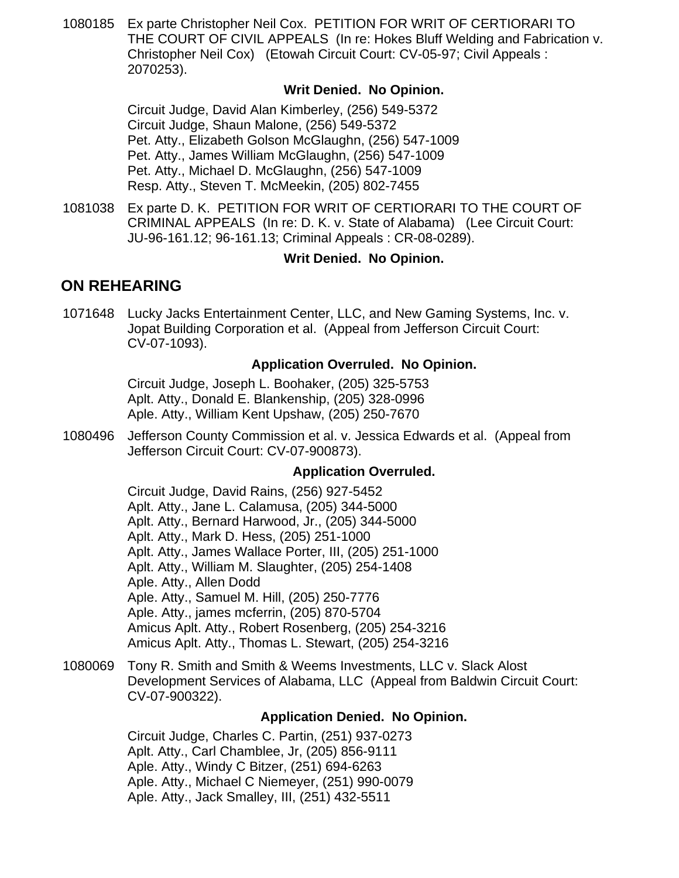1080185 Ex parte Christopher Neil Cox. PETITION FOR WRIT OF CERTIORARI TO THE COURT OF CIVIL APPEALS (In re: Hokes Bluff Welding and Fabrication v. Christopher Neil Cox) (Etowah Circuit Court: CV-05-97; Civil Appeals : 2070253).

**Writ Denied. No Opinion.**

Circuit Judge, David Alan Kimberley, (256) 549-5372
Circuit Judge, Shaun Malone, (256) 549-5372
Pet. Atty., Elizabeth Golson McGlaughn, (256) 547-1009
Pet. Atty., James William McGlaughn, (256) 547-1009
Pet. Atty., Michael D. McGlaughn, (256) 547-1009
Resp. Atty., Steven T. McMeekin, (205) 802-7455

1081038 Ex parte D. K. PETITION FOR WRIT OF CERTIORARI TO THE COURT OF CRIMINAL APPEALS (In re: D. K. v. State of Alabama) (Lee Circuit Court: JU-96-161.12; 96-161.13; Criminal Appeals : CR-08-0289).

**Writ Denied. No Opinion.**

## ON REHEARING

1071648 Lucky Jacks Entertainment Center, LLC, and New Gaming Systems, Inc. v. Jopat Building Corporation et al. (Appeal from Jefferson Circuit Court: CV-07-1093).

**Application Overruled. No Opinion.**

Circuit Judge, Joseph L. Boohaker, (205) 325-5753
Aplt. Atty., Donald E. Blankenship, (205) 328-0996
Aple. Atty., William Kent Upshaw, (205) 250-7670

1080496 Jefferson County Commission et al. v. Jessica Edwards et al. (Appeal from Jefferson Circuit Court: CV-07-900873).

**Application Overruled.**

Circuit Judge, David Rains, (256) 927-5452
Aplt. Atty., Jane L. Calamusa, (205) 344-5000
Aplt. Atty., Bernard Harwood, Jr., (205) 344-5000
Aplt. Atty., Mark D. Hess, (205) 251-1000
Aplt. Atty., James Wallace Porter, III, (205) 251-1000
Aplt. Atty., William M. Slaughter, (205) 254-1408
Aple. Atty., Allen Dodd
Aple. Atty., Samuel M. Hill, (205) 250-7776
Aple. Atty., james mcferrin, (205) 870-5704
Amicus Aplt. Atty., Robert Rosenberg, (205) 254-3216
Amicus Aplt. Atty., Thomas L. Stewart, (205) 254-3216

1080069 Tony R. Smith and Smith & Weems Investments, LLC v. Slack Alost Development Services of Alabama, LLC (Appeal from Baldwin Circuit Court: CV-07-900322).

**Application Denied. No Opinion.**

Circuit Judge, Charles C. Partin, (251) 937-0273
Aplt. Atty., Carl Chamblee, Jr, (205) 856-9111
Aple. Atty., Windy C Bitzer, (251) 694-6263
Aple. Atty., Michael C Niemeyer, (251) 990-0079
Aple. Atty., Jack Smalley, III, (251) 432-5511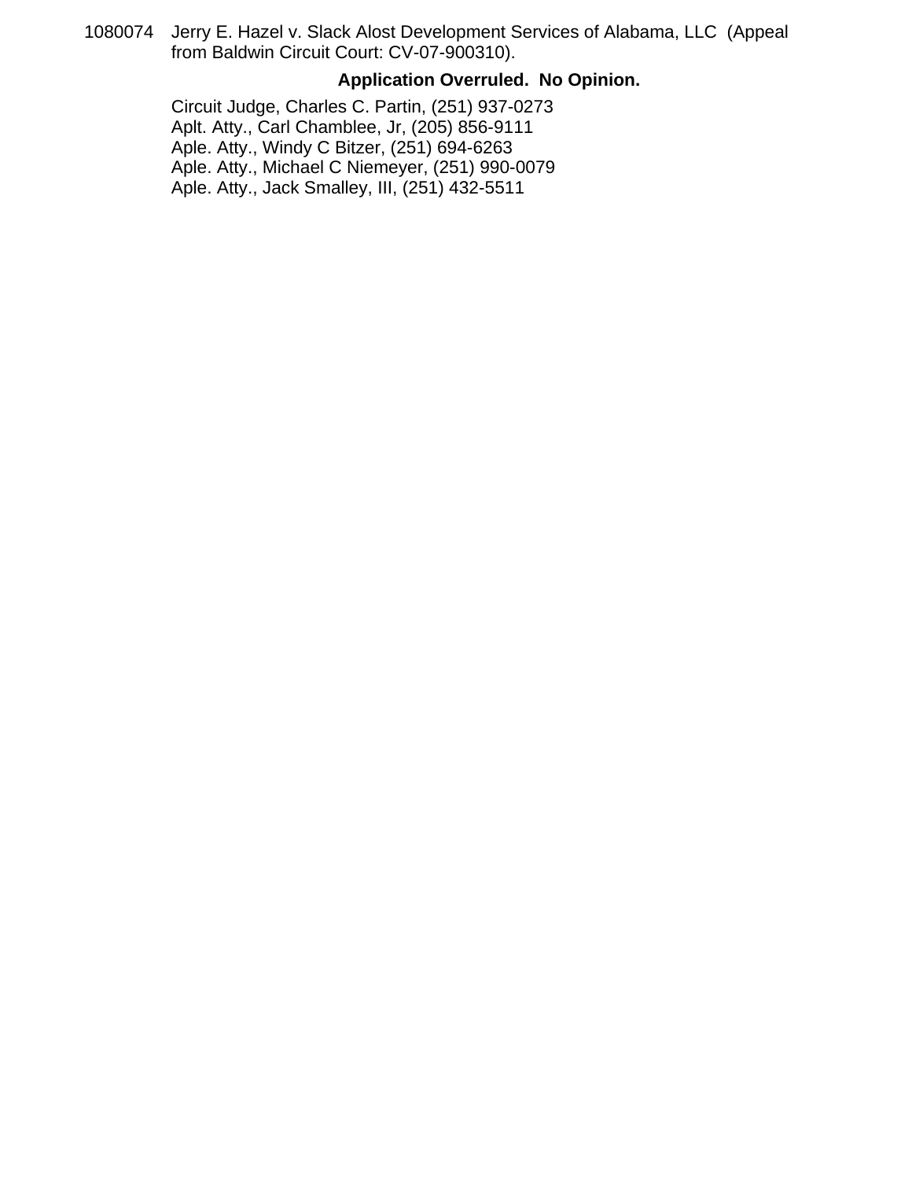1080074 Jerry E. Hazel v. Slack Alost Development Services of Alabama, LLC (Appeal from Baldwin Circuit Court: CV-07-900310).

**Application Overruled. No Opinion.**

Circuit Judge, Charles C. Partin, (251) 937-0273
Aplt. Atty., Carl Chamblee, Jr, (205) 856-9111
Aple. Atty., Windy C Bitzer, (251) 694-6263
Aple. Atty., Michael C Niemeyer, (251) 990-0079
Aple. Atty., Jack Smalley, III, (251) 432-5511